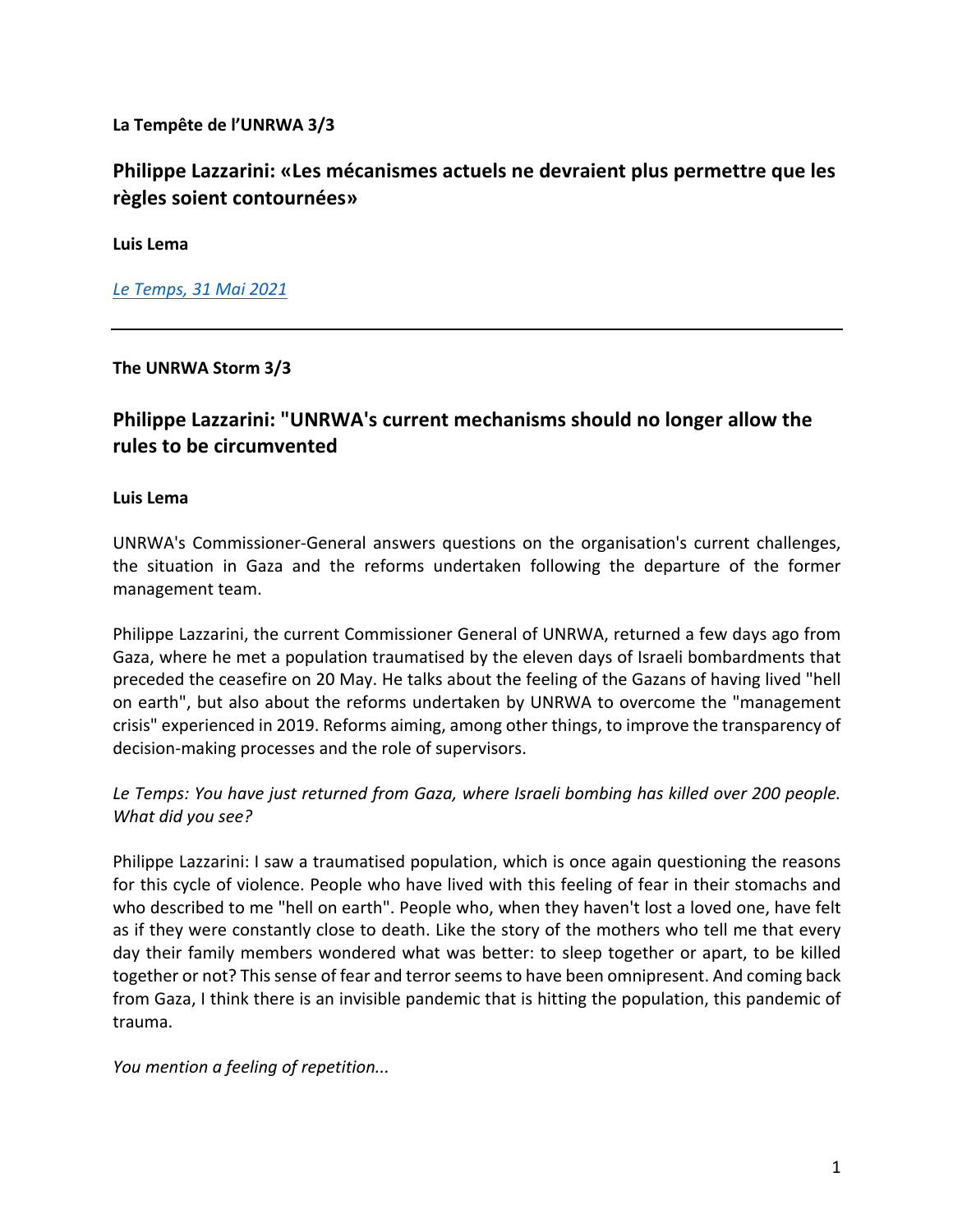**La Tempête de l'UNRWA 3/3**

## Philippe Lazzarini: «Les mécanismes actuels ne devraient plus permettre que les règles soient contournées»

**Luis Lema**

*Le Temps, 31 Mai 2021*

---

**The UNRWA Storm 3/3**

## Philippe Lazzarini: "UNRWA's current mechanisms should no longer allow the rules to be circumvented

**Luis Lema**

UNRWA's Commissioner-General answers questions on the organisation's current challenges, the situation in Gaza and the reforms undertaken following the departure of the former management team.

Philippe Lazzarini, the current Commissioner General of UNRWA, returned a few days ago from Gaza, where he met a population traumatised by the eleven days of Israeli bombardments that preceded the ceasefire on 20 May. He talks about the feeling of the Gazans of having lived "hell on earth", but also about the reforms undertaken by UNRWA to overcome the "management crisis" experienced in 2019. Reforms aiming, among other things, to improve the transparency of decision-making processes and the role of supervisors.

*Le Temps: You have just returned from Gaza, where Israeli bombing has killed over 200 people. What did you see?*

Philippe Lazzarini: I saw a traumatised population, which is once again questioning the reasons for this cycle of violence. People who have lived with this feeling of fear in their stomachs and who described to me "hell on earth". People who, when they haven't lost a loved one, have felt as if they were constantly close to death. Like the story of the mothers who tell me that every day their family members wondered what was better: to sleep together or apart, to be killed together or not? This sense of fear and terror seems to have been omnipresent. And coming back from Gaza, I think there is an invisible pandemic that is hitting the population, this pandemic of trauma.

*You mention a feeling of repetition...*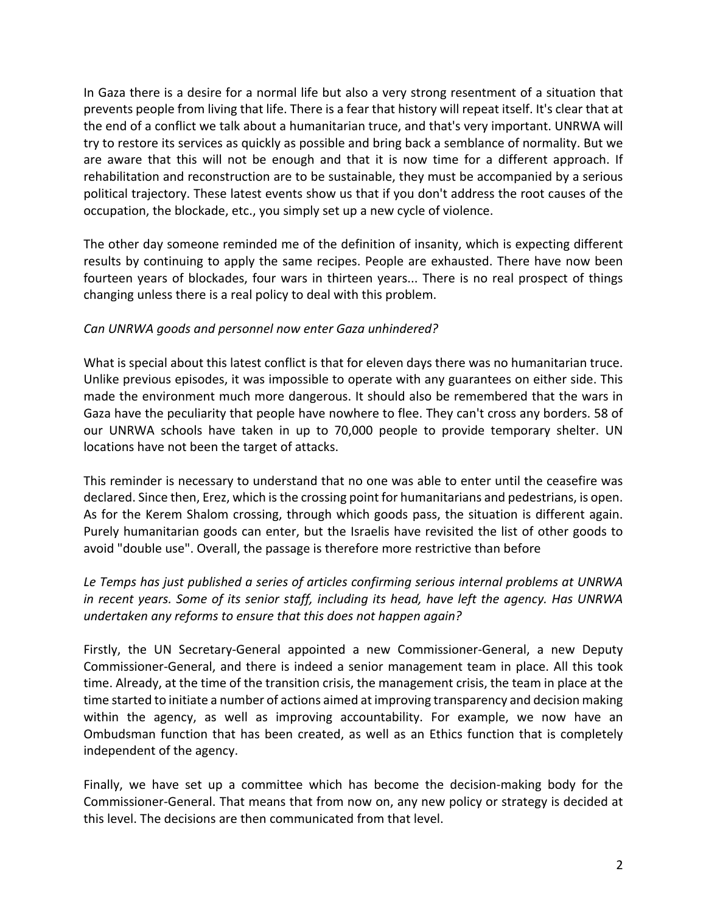In Gaza there is a desire for a normal life but also a very strong resentment of a situation that prevents people from living that life. There is a fear that history will repeat itself. It's clear that at the end of a conflict we talk about a humanitarian truce, and that's very important. UNRWA will try to restore its services as quickly as possible and bring back a semblance of normality. But we are aware that this will not be enough and that it is now time for a different approach. If rehabilitation and reconstruction are to be sustainable, they must be accompanied by a serious political trajectory. These latest events show us that if you don't address the root causes of the occupation, the blockade, etc., you simply set up a new cycle of violence.

The other day someone reminded me of the definition of insanity, which is expecting different results by continuing to apply the same recipes. People are exhausted. There have now been fourteen years of blockades, four wars in thirteen years... There is no real prospect of things changing unless there is a real policy to deal with this problem.

*Can UNRWA goods and personnel now enter Gaza unhindered?*

What is special about this latest conflict is that for eleven days there was no humanitarian truce. Unlike previous episodes, it was impossible to operate with any guarantees on either side. This made the environment much more dangerous. It should also be remembered that the wars in Gaza have the peculiarity that people have nowhere to flee. They can't cross any borders. 58 of our UNRWA schools have taken in up to 70,000 people to provide temporary shelter. UN locations have not been the target of attacks.

This reminder is necessary to understand that no one was able to enter until the ceasefire was declared. Since then, Erez, which is the crossing point for humanitarians and pedestrians, is open. As for the Kerem Shalom crossing, through which goods pass, the situation is different again. Purely humanitarian goods can enter, but the Israelis have revisited the list of other goods to avoid "double use". Overall, the passage is therefore more restrictive than before

*Le Temps has just published a series of articles confirming serious internal problems at UNRWA in recent years. Some of its senior staff, including its head, have left the agency. Has UNRWA undertaken any reforms to ensure that this does not happen again?*

Firstly, the UN Secretary-General appointed a new Commissioner-General, a new Deputy Commissioner-General, and there is indeed a senior management team in place. All this took time. Already, at the time of the transition crisis, the management crisis, the team in place at the time started to initiate a number of actions aimed at improving transparency and decision making within the agency, as well as improving accountability. For example, we now have an Ombudsman function that has been created, as well as an Ethics function that is completely independent of the agency.

Finally, we have set up a committee which has become the decision-making body for the Commissioner-General. That means that from now on, any new policy or strategy is decided at this level. The decisions are then communicated from that level.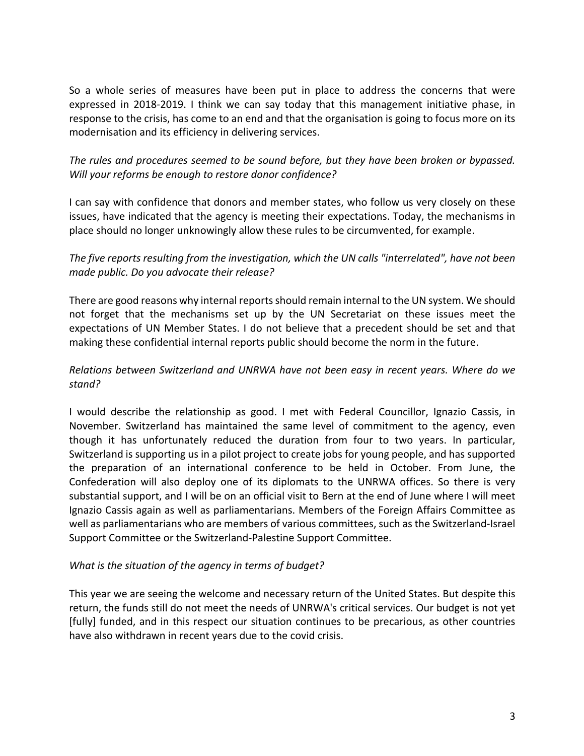So a whole series of measures have been put in place to address the concerns that were expressed in 2018-2019. I think we can say today that this management initiative phase, in response to the crisis, has come to an end and that the organisation is going to focus more on its modernisation and its efficiency in delivering services.

*The rules and procedures seemed to be sound before, but they have been broken or bypassed. Will your reforms be enough to restore donor confidence?*

I can say with confidence that donors and member states, who follow us very closely on these issues, have indicated that the agency is meeting their expectations. Today, the mechanisms in place should no longer unknowingly allow these rules to be circumvented, for example.

*The five reports resulting from the investigation, which the UN calls "interrelated", have not been made public. Do you advocate their release?*

There are good reasons why internal reports should remain internal to the UN system. We should not forget that the mechanisms set up by the UN Secretariat on these issues meet the expectations of UN Member States. I do not believe that a precedent should be set and that making these confidential internal reports public should become the norm in the future.

*Relations between Switzerland and UNRWA have not been easy in recent years. Where do we stand?*

I would describe the relationship as good. I met with Federal Councillor, Ignazio Cassis, in November. Switzerland has maintained the same level of commitment to the agency, even though it has unfortunately reduced the duration from four to two years. In particular, Switzerland is supporting us in a pilot project to create jobs for young people, and has supported the preparation of an international conference to be held in October. From June, the Confederation will also deploy one of its diplomats to the UNRWA offices. So there is very substantial support, and I will be on an official visit to Bern at the end of June where I will meet Ignazio Cassis again as well as parliamentarians. Members of the Foreign Affairs Committee as well as parliamentarians who are members of various committees, such as the Switzerland-Israel Support Committee or the Switzerland-Palestine Support Committee.

*What is the situation of the agency in terms of budget?*

This year we are seeing the welcome and necessary return of the United States. But despite this return, the funds still do not meet the needs of UNRWA's critical services. Our budget is not yet [fully] funded, and in this respect our situation continues to be precarious, as other countries have also withdrawn in recent years due to the covid crisis.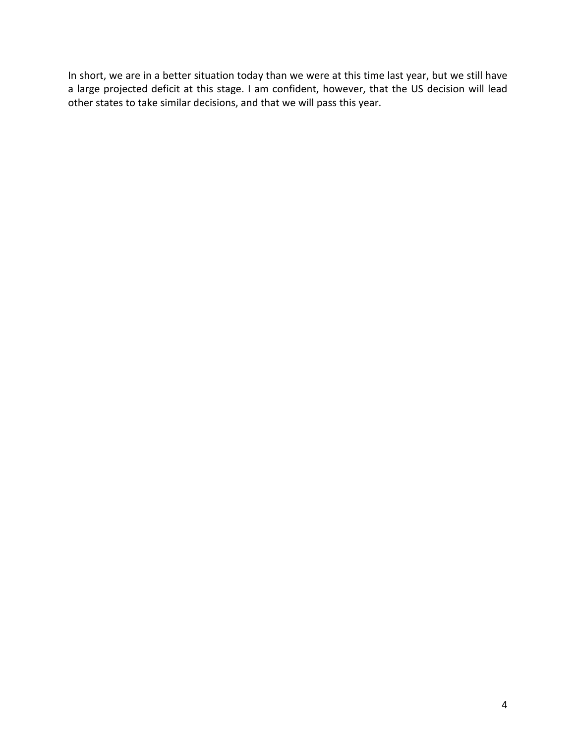In short, we are in a better situation today than we were at this time last year, but we still have a large projected deficit at this stage. I am confident, however, that the US decision will lead other states to take similar decisions, and that we will pass this year.